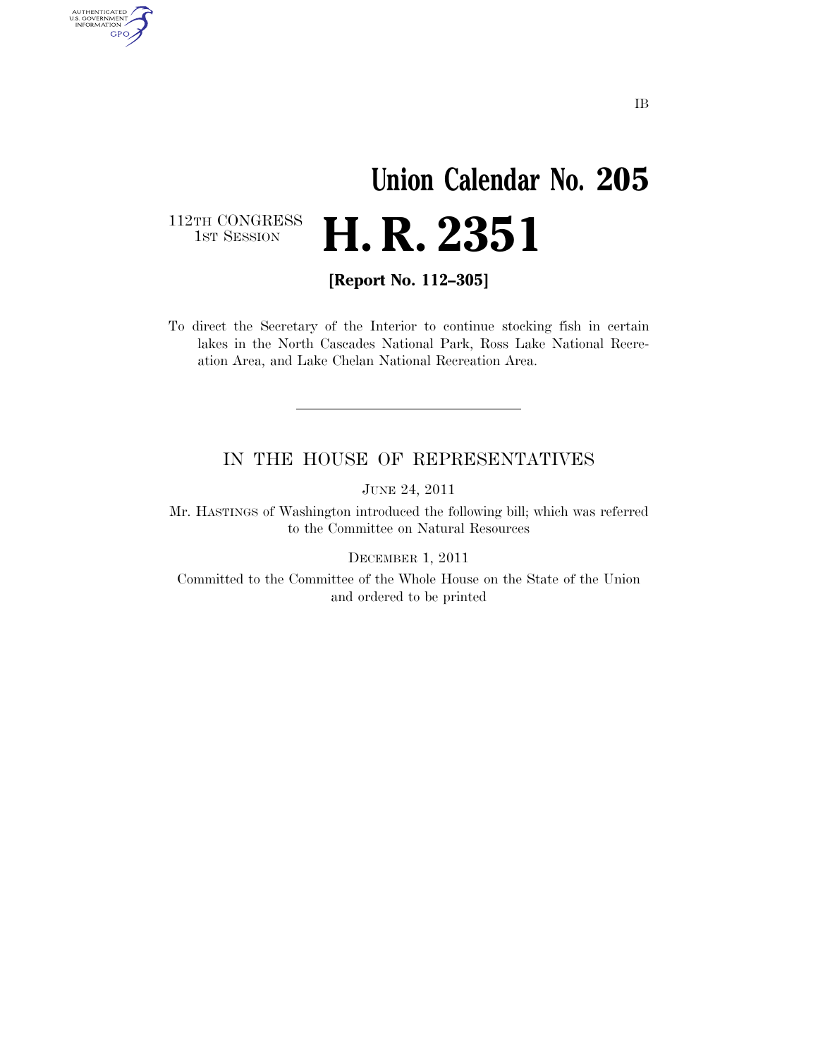IB

# Union Calendar No. 205

112TH CONGRESS
1ST SESSION

# H. R. 2351

**[Report No. 112–305]**

To direct the Secretary of the Interior to continue stocking fish in certain lakes in the North Cascades National Park, Ross Lake National Recreation Area, and Lake Chelan National Recreation Area.

---

IN THE HOUSE OF REPRESENTATIVES

JUNE 24, 2011

Mr. HASTINGS of Washington introduced the following bill; which was referred to the Committee on Natural Resources

DECEMBER 1, 2011

Committed to the Committee of the Whole House on the State of the Union and ordered to be printed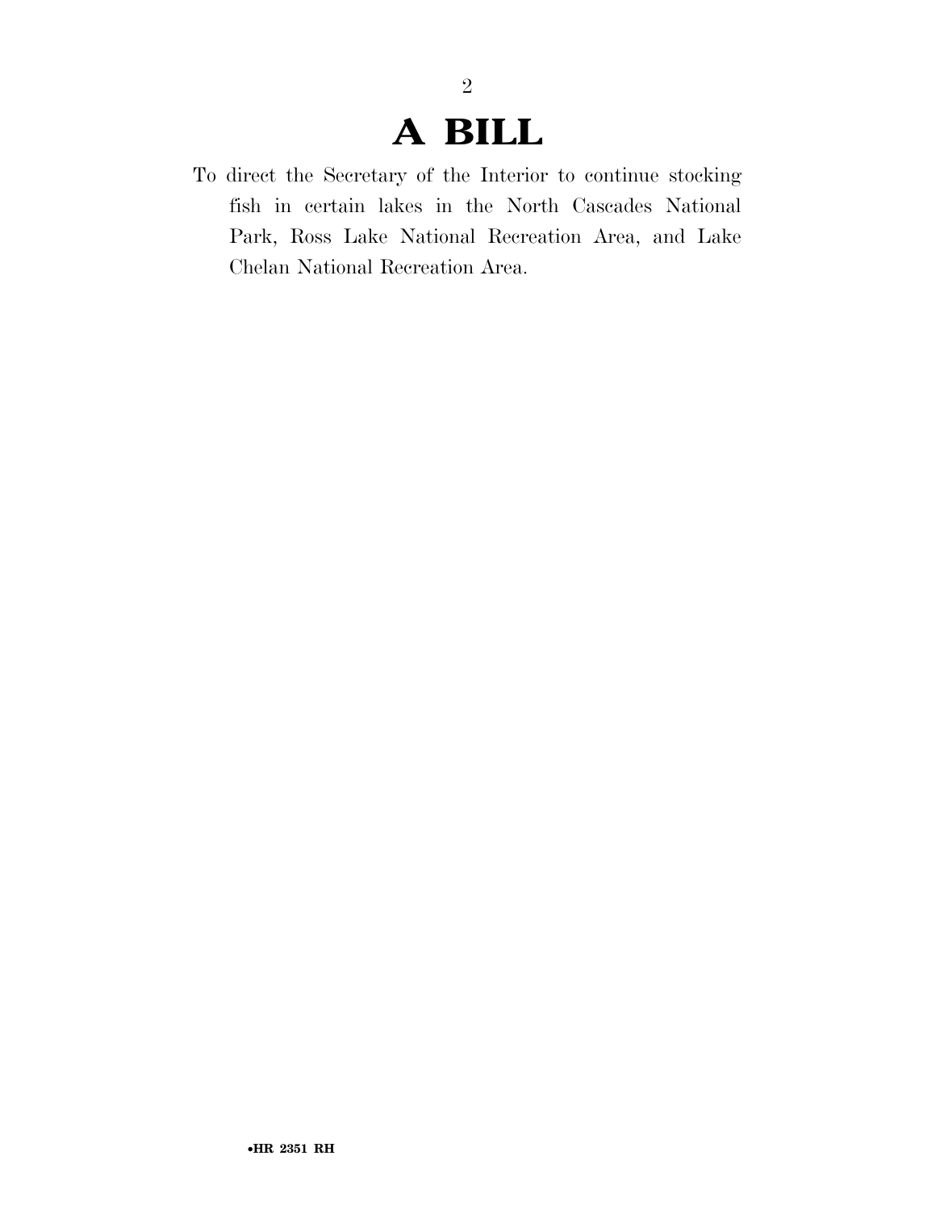# A BILL

To direct the Secretary of the Interior to continue stocking fish in certain lakes in the North Cascades National Park, Ross Lake National Recreation Area, and Lake Chelan National Recreation Area.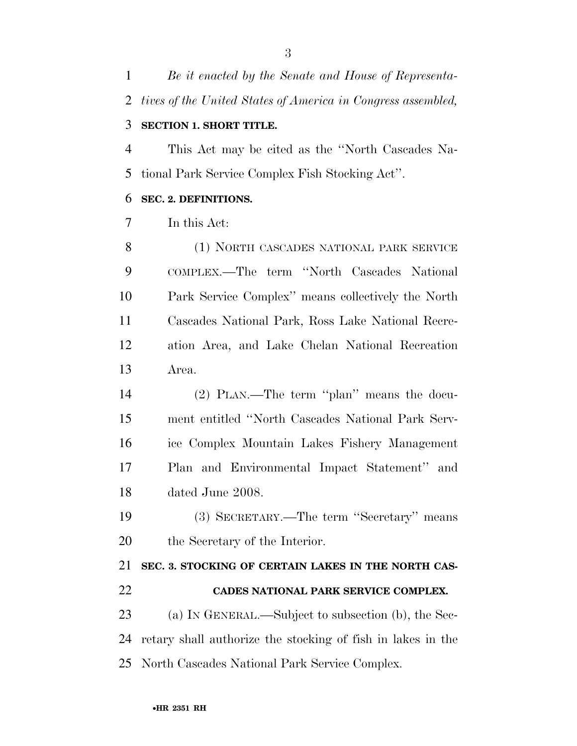*Be it enacted by the Senate and House of Representatives of the United States of America in Congress assembled,*

**SECTION 1. SHORT TITLE.**

This Act may be cited as the ''North Cascades National Park Service Complex Fish Stocking Act''.

**SEC. 2. DEFINITIONS.**

In this Act:

(1) NORTH CASCADES NATIONAL PARK SERVICE COMPLEX.—The term ''North Cascades National Park Service Complex'' means collectively the North Cascades National Park, Ross Lake National Recreation Area, and Lake Chelan National Recreation Area.

(2) PLAN.—The term ''plan'' means the document entitled ''North Cascades National Park Service Complex Mountain Lakes Fishery Management Plan and Environmental Impact Statement'' and dated June 2008.

(3) SECRETARY.—The term ''Secretary'' means the Secretary of the Interior.

**SEC. 3. STOCKING OF CERTAIN LAKES IN THE NORTH CASCADES NATIONAL PARK SERVICE COMPLEX.**

(a) IN GENERAL.—Subject to subsection (b), the Secretary shall authorize the stocking of fish in lakes in the North Cascades National Park Service Complex.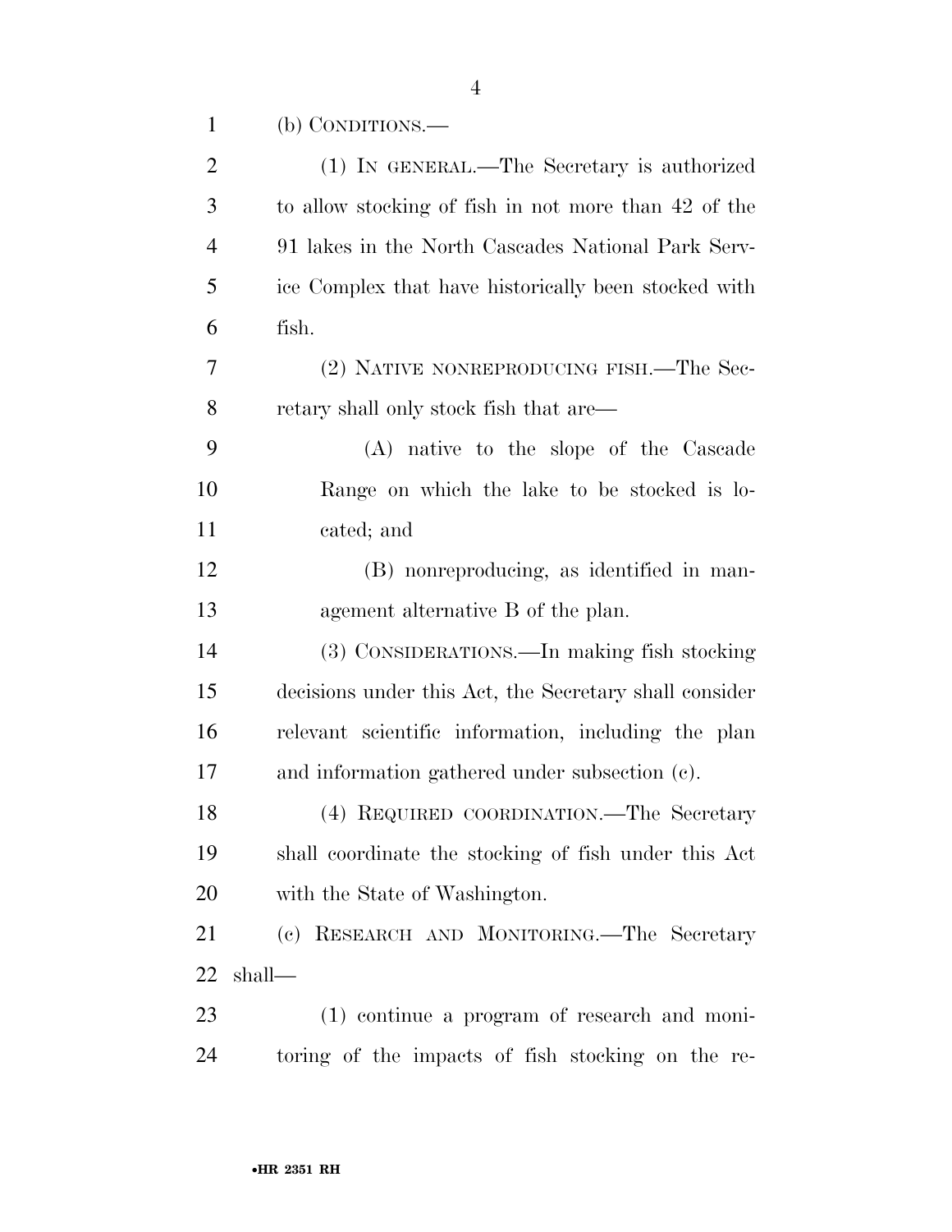(b) CONDITIONS.—

(1) IN GENERAL.—The Secretary is authorized to allow stocking of fish in not more than 42 of the 91 lakes in the North Cascades National Park Service Complex that have historically been stocked with fish.

(2) NATIVE NONREPRODUCING FISH.—The Secretary shall only stock fish that are—

(A) native to the slope of the Cascade Range on which the lake to be stocked is located; and

(B) nonreproducing, as identified in management alternative B of the plan.

(3) CONSIDERATIONS.—In making fish stocking decisions under this Act, the Secretary shall consider relevant scientific information, including the plan and information gathered under subsection (c).

(4) REQUIRED COORDINATION.—The Secretary shall coordinate the stocking of fish under this Act with the State of Washington.

(c) RESEARCH AND MONITORING.—The Secretary shall—

(1) continue a program of research and monitoring of the impacts of fish stocking on the re-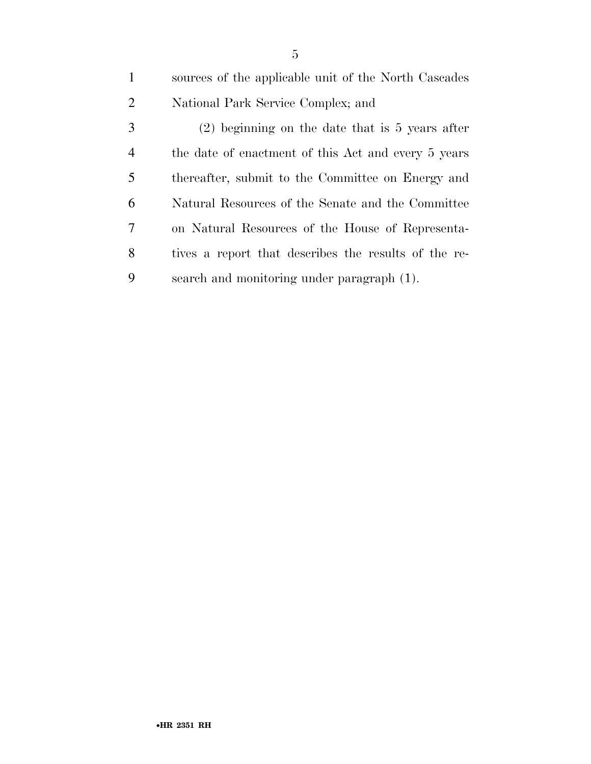sources of the applicable unit of the North Cascades National Park Service Complex; and

(2) beginning on the date that is 5 years after the date of enactment of this Act and every 5 years thereafter, submit to the Committee on Energy and Natural Resources of the Senate and the Committee on Natural Resources of the House of Representatives a report that describes the results of the research and monitoring under paragraph (1).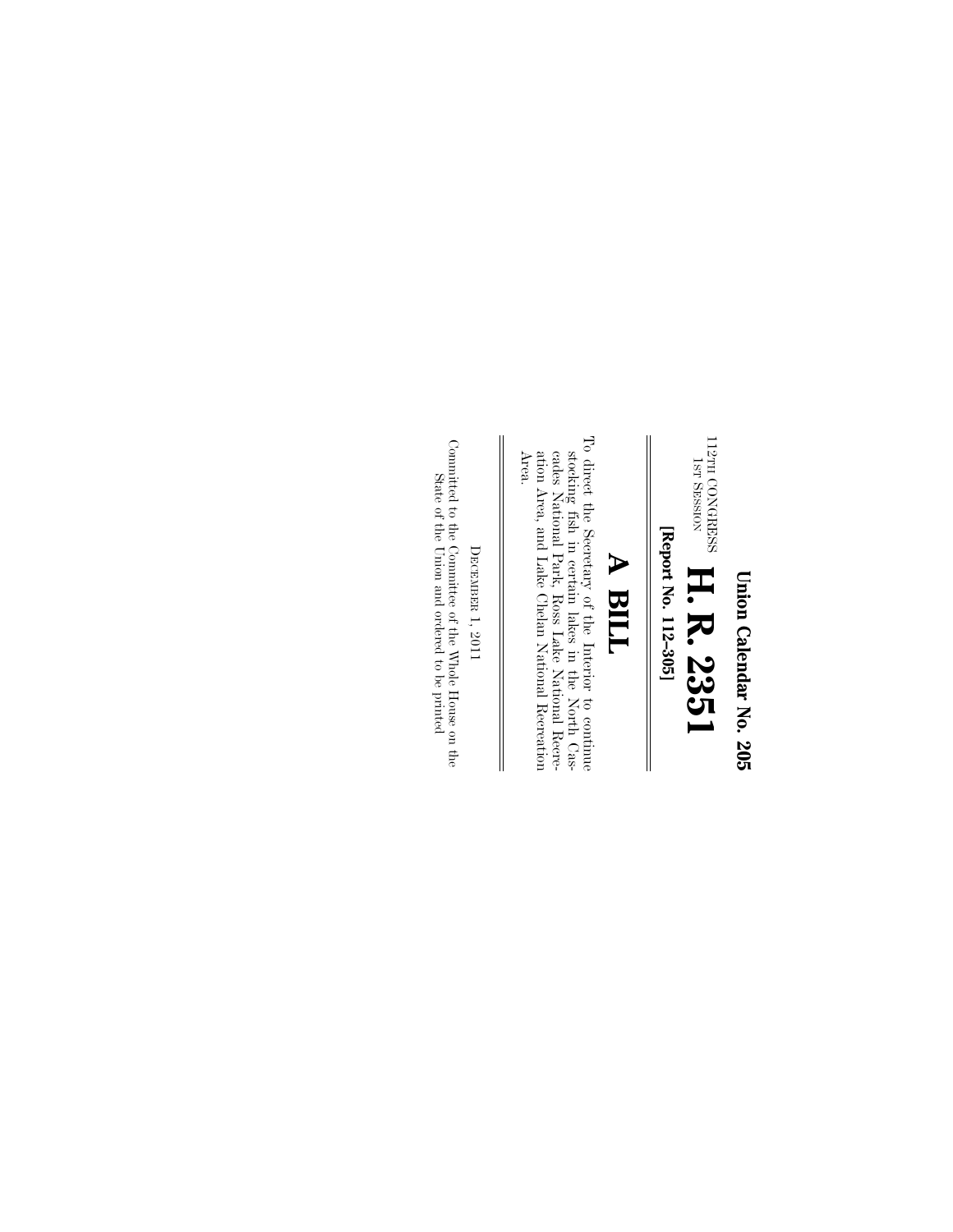Union Calendar No. 205

112TH CONGRESS
1ST SESSION

# H. R. 2351

**[Report No. 112–305]**

# A BILL

To direct the Secretary of the Interior to continue stocking fish in certain lakes in the North Cascades National Park, Ross Lake National Recreation Area, and Lake Chelan National Recreation Area.

DECEMBER 1, 2011

Committed to the Committee of the Whole House on the State of the Union and ordered to be printed